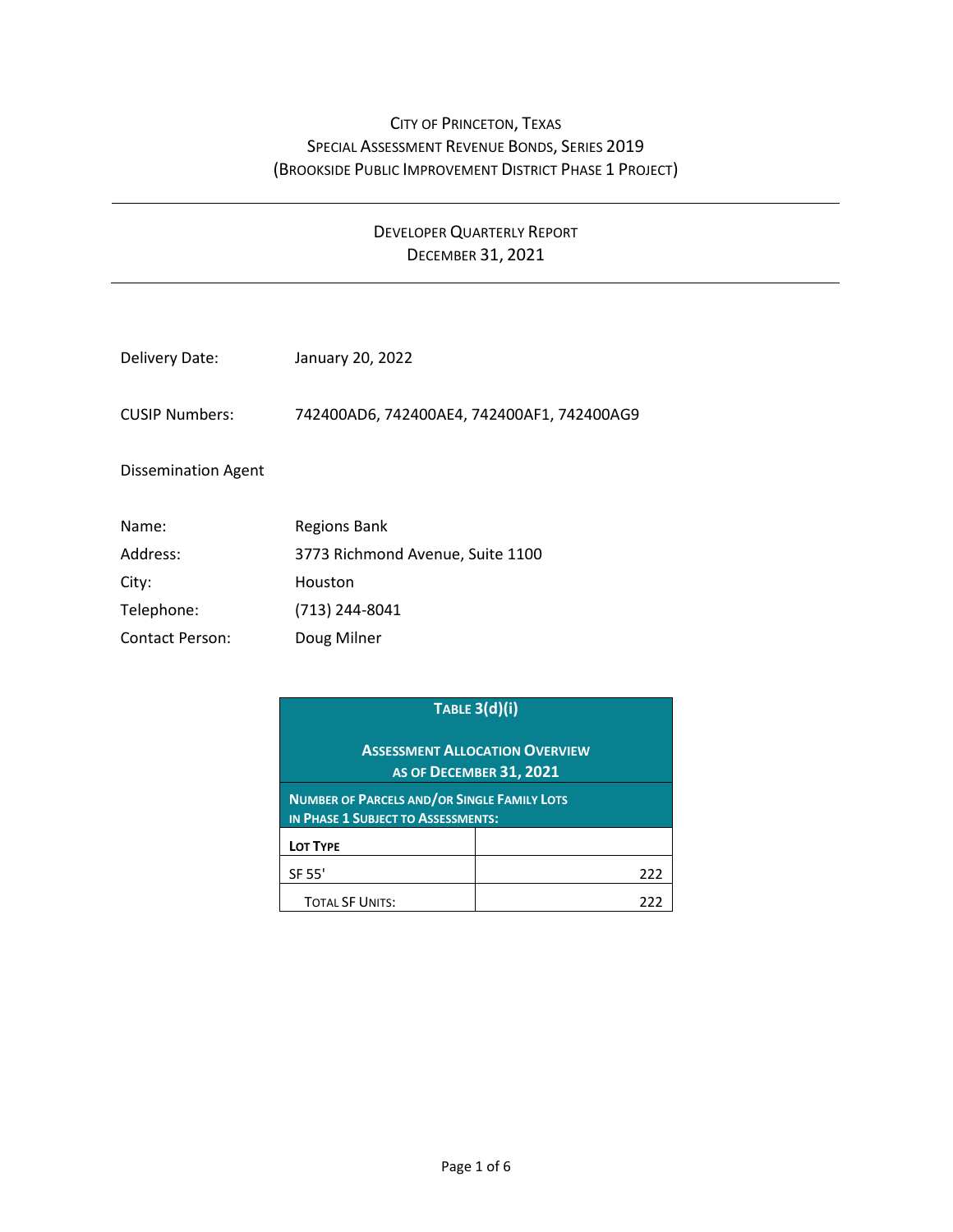# City of Princeton, Texas
## Special Assessment Revenue Bonds, Series 2019
## (Brookside Public Improvement District Phase 1 Project)

---

### Developer Quarterly Report
### December 31, 2021

---

Delivery Date: January 20, 2022

CUSIP Numbers: 742400AD6, 742400AE4, 742400AF1, 742400AG9

Dissemination Agent

Name: Regions Bank
Address: 3773 Richmond Avenue, Suite 1100
City: Houston
Telephone: (713) 244-8041
Contact Person: Doug Milner

| **Table 3(d)(i)**<br><br>**Assessment Allocation Overview**<br>**as of December 31, 2021** | |
|---|---|
| **Number of Parcels and/or Single Family Lots in Phase 1 Subject to Assessments:** | |
| **Lot Type** | |
| SF 55' | 222 |
| Total SF Units: | 222 |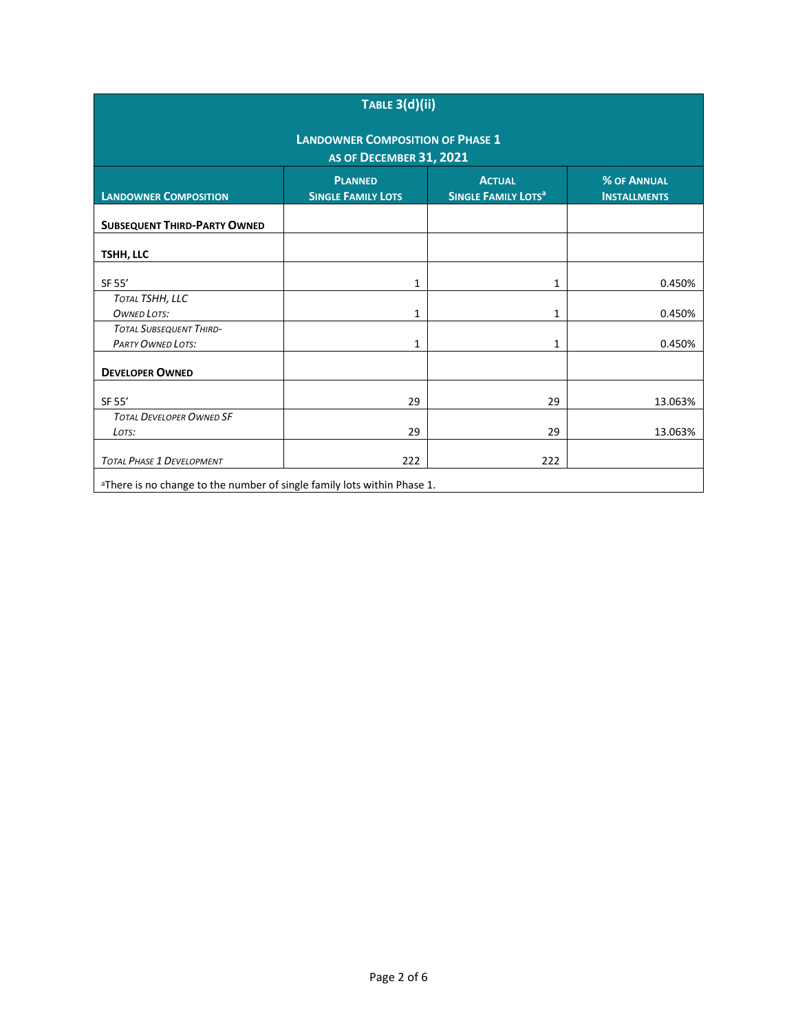| **Table 3(d)(ii)** | | | |
|---|---|---|---|
| **Landowner Composition of Phase 1 as of December 31, 2021** | | | |
| **Landowner Composition** | **Planned Single Family Lots** | **Actual Single Family Lots[a]** | **% of Annual Installments** |
| **Subsequent Third-Party Owned** | | | |
| **TSHH, LLC** | | | |
| SF 55' | 1 | 1 | 0.450% |
| *Total TSHH, LLC Owned Lots:* | 1 | 1 | 0.450% |
| *Total Subsequent Third-Party Owned Lots:* | 1 | 1 | 0.450% |
| **Developer Owned** | | | |
| SF 55' | 29 | 29 | 13.063% |
| *Total Developer Owned SF Lots:* | 29 | 29 | 13.063% |
| *Total Phase 1 Development* | 222 | 222 | |

[a]There is no change to the number of single family lots within Phase 1.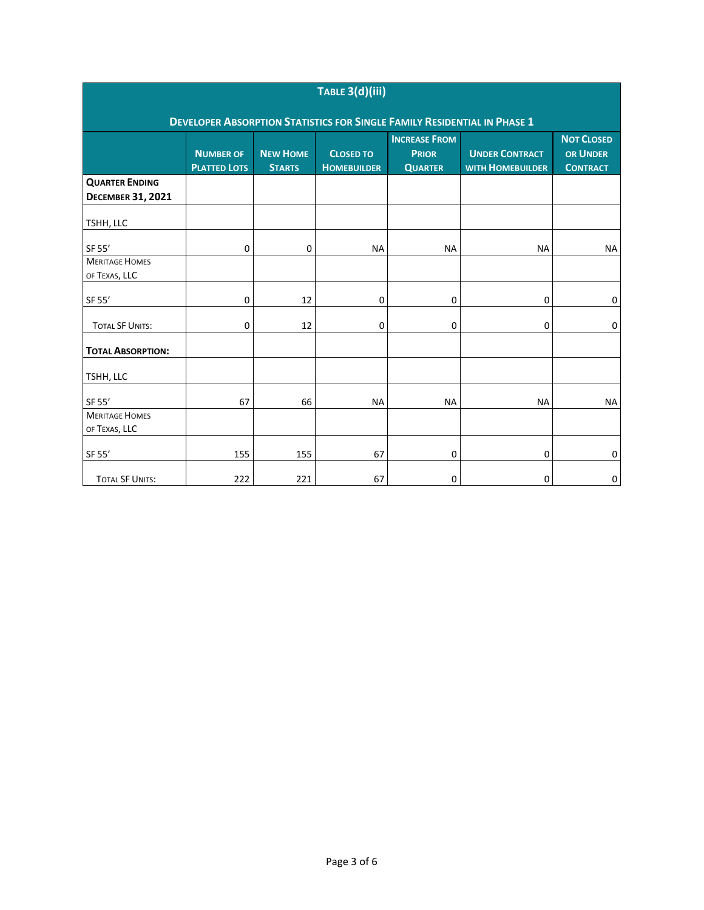## Table 3(d)(iii)

### Developer Absorption Statistics for Single Family Residential in Phase 1

| | Number of Platted Lots | New Home Starts | Closed to Homebuilder | Increase From Prior Quarter | Under Contract with Homebuilder | Not Closed or Under Contract |
|---|---|---|---|---|---|---|
| **Quarter Ending December 31, 2021** | | | | | | |
| TSHH, LLC | | | | | | |
| SF 55' | 0 | 0 | NA | NA | NA | NA |
| Meritage Homes of Texas, LLC | | | | | | |
| SF 55' | 0 | 12 | 0 | 0 | 0 | 0 |
| Total SF Units: | 0 | 12 | 0 | 0 | 0 | 0 |
| **Total Absorption:** | | | | | | |
| TSHH, LLC | | | | | | |
| SF 55' | 67 | 66 | NA | NA | NA | NA |
| Meritage Homes of Texas, LLC | | | | | | |
| SF 55' | 155 | 155 | 67 | 0 | 0 | 0 |
| Total SF Units: | 222 | 221 | 67 | 0 | 0 | 0 |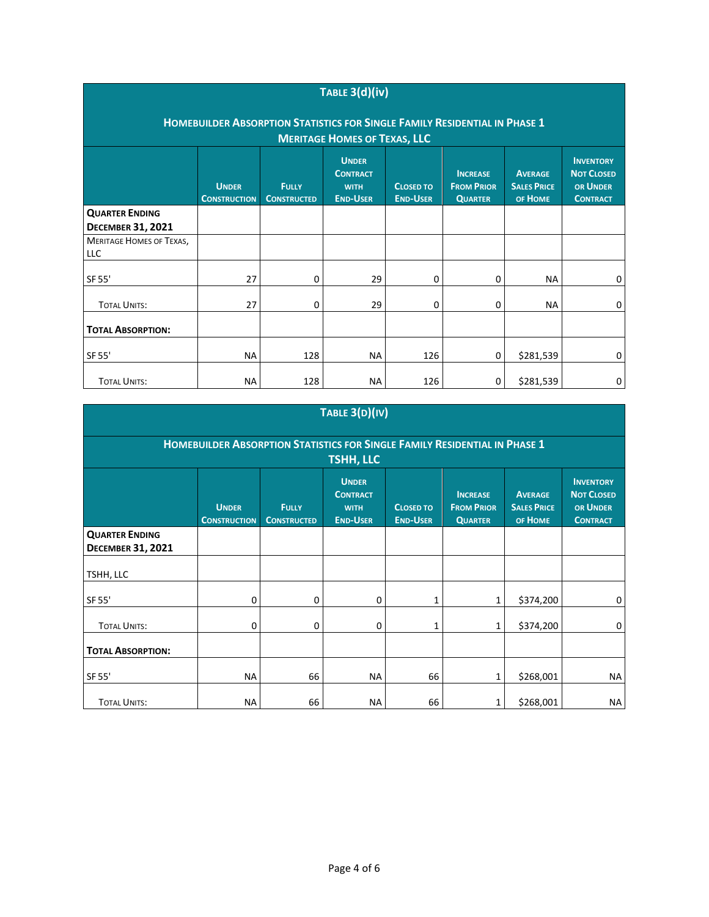## Table 3(d)(iv)

### Homebuilder Absorption Statistics for Single Family Residential in Phase 1
### Meritage Homes of Texas, LLC

| | Under Construction | Fully Constructed | Under Contract with End-User | Closed to End-User | Increase From Prior Quarter | Average Sales Price of Home | Inventory Not Closed or Under Contract |
|---|---|---|---|---|---|---|---|
| **Quarter Ending December 31, 2021** | | | | | | | |
| Meritage Homes of Texas, LLC | | | | | | | |
| SF 55' | 27 | 0 | 29 | 0 | 0 | NA | 0 |
| Total Units: | 27 | 0 | 29 | 0 | 0 | NA | 0 |
| **Total Absorption:** | | | | | | | |
| SF 55' | NA | 128 | NA | 126 | 0 | $281,539 | 0 |
| Total Units: | NA | 128 | NA | 126 | 0 | $281,539 | 0 |

## Table 3(d)(iv)

### Homebuilder Absorption Statistics for Single Family Residential in Phase 1
### TSHH, LLC

| | Under Construction | Fully Constructed | Under Contract with End-User | Closed to End-User | Increase From Prior Quarter | Average Sales Price of Home | Inventory Not Closed or Under Contract |
|---|---|---|---|---|---|---|---|
| **Quarter Ending December 31, 2021** | | | | | | | |
| TSHH, LLC | | | | | | | |
| SF 55' | 0 | 0 | 0 | 1 | 1 | $374,200 | 0 |
| Total Units: | 0 | 0 | 0 | 1 | 1 | $374,200 | 0 |
| **Total Absorption:** | | | | | | | |
| SF 55' | NA | 66 | NA | 66 | 1 | $268,001 | NA |
| Total Units: | NA | 66 | NA | 66 | 1 | $268,001 | NA |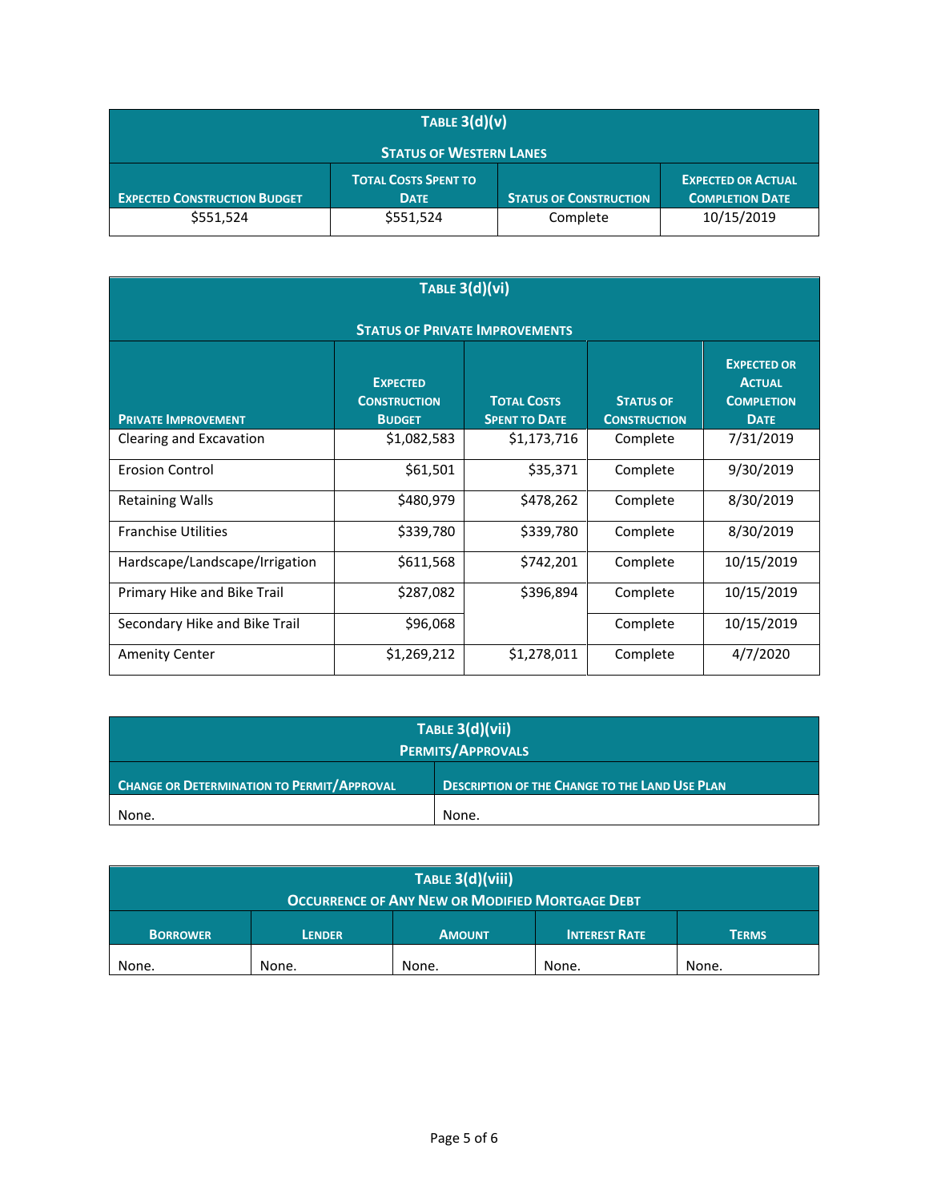| Table 3(d)(v) | | | |
|---|---|---|---|
| **Status of Western Lanes** | | | |
| **Expected Construction Budget** | **Total Costs Spent to Date** | **Status of Construction** | **Expected or Actual Completion Date** |
| $551,524 | $551,524 | Complete | 10/15/2019 |

| Table 3(d)(vi) | | | | |
|---|---|---|---|---|
| **Status of Private Improvements** | | | | |
| **Private Improvement** | **Expected Construction Budget** | **Total Costs Spent to Date** | **Status of Construction** | **Expected or Actual Completion Date** |
| Clearing and Excavation | $1,082,583 | $1,173,716 | Complete | 7/31/2019 |
| Erosion Control | $61,501 | $35,371 | Complete | 9/30/2019 |
| Retaining Walls | $480,979 | $478,262 | Complete | 8/30/2019 |
| Franchise Utilities | $339,780 | $339,780 | Complete | 8/30/2019 |
| Hardscape/Landscape/Irrigation | $611,568 | $742,201 | Complete | 10/15/2019 |
| Primary Hike and Bike Trail | $287,082 | $396,894 | Complete | 10/15/2019 |
| Secondary Hike and Bike Trail | $96,068 | | Complete | 10/15/2019 |
| Amenity Center | $1,269,212 | $1,278,011 | Complete | 4/7/2020 |

| Table 3(d)(vii) | |
|---|---|
| **Permits/Approvals** | |
| **Change or Determination to Permit/Approval** | **Description of the Change to the Land Use Plan** |
| None. | None. |

| Table 3(d)(viii) | | | | |
|---|---|---|---|---|
| **Occurrence of Any New or Modified Mortgage Debt** | | | | |
| **Borrower** | **Lender** | **Amount** | **Interest Rate** | **Terms** |
| None. | None. | None. | None. | None. |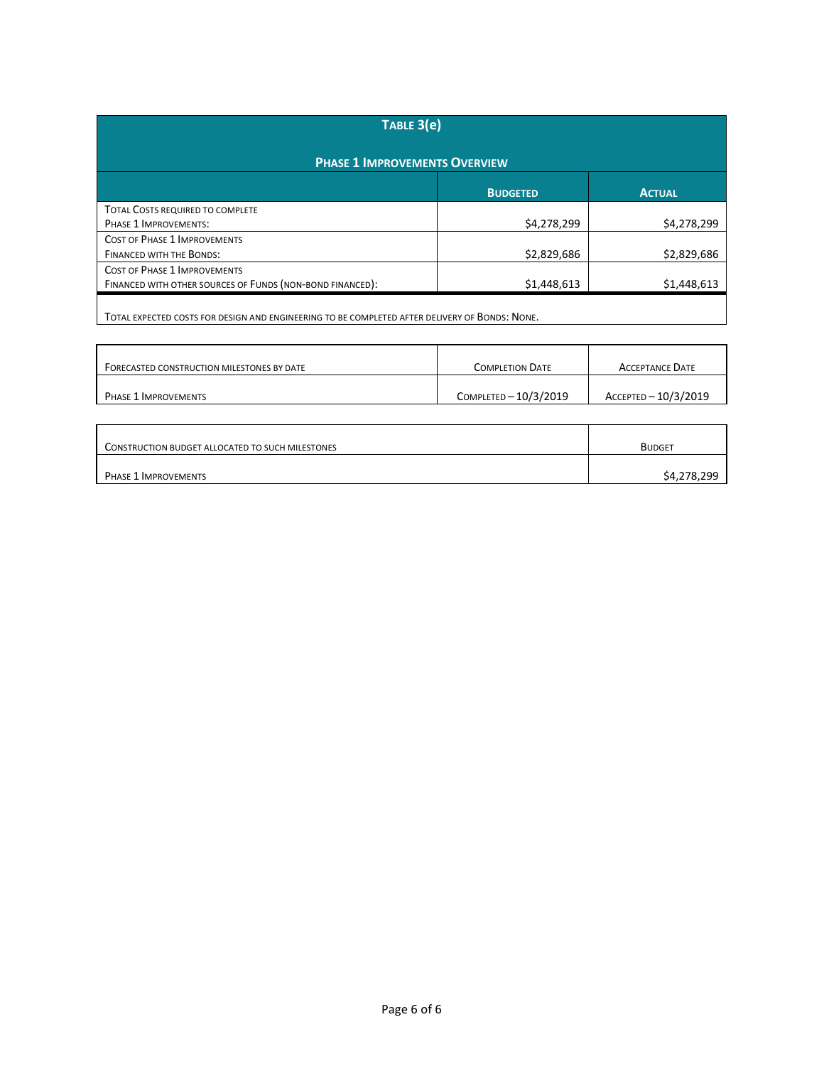## Table 3(e)

### Phase 1 Improvements Overview

| | Budgeted | Actual |
|---|---|---|
| Total Costs required to complete Phase 1 Improvements: | $4,278,299 | $4,278,299 |
| Cost of Phase 1 Improvements Financed with the Bonds: | $2,829,686 | $2,829,686 |
| Cost of Phase 1 Improvements Financed with other sources of Funds (non-bond financed): | $1,448,613 | $1,448,613 |

Total expected costs for design and engineering to be completed after delivery of Bonds: None.

| Forecasted construction milestones by date | Completion Date | Acceptance Date |
|---|---|---|
| Phase 1 Improvements | Completed – 10/3/2019 | Accepted – 10/3/2019 |

| Construction budget allocated to such milestones | Budget |
|---|---|
| Phase 1 Improvements | $4,278,299 |